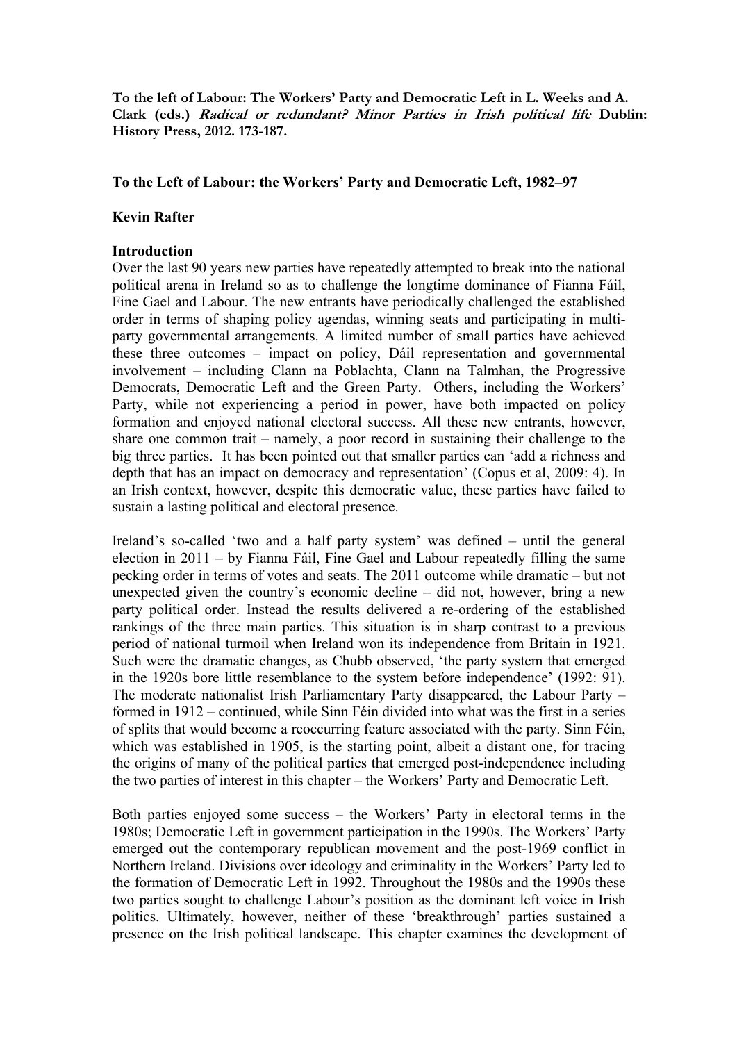**To the left of Labour: The Workers' Party and Democratic Left in L. Weeks and A. Clark (eds.) *Radical or redundant? Minor Parties in Irish political life* Dublin: History Press, 2012. 173-187.**

**To the Left of Labour: the Workers' Party and Democratic Left, 1982–97**

**Kevin Rafter**

**Introduction**

Over the last 90 years new parties have repeatedly attempted to break into the national political arena in Ireland so as to challenge the longtime dominance of Fianna Fáil, Fine Gael and Labour. The new entrants have periodically challenged the established order in terms of shaping policy agendas, winning seats and participating in multi-party governmental arrangements. A limited number of small parties have achieved these three outcomes – impact on policy, Dáil representation and governmental involvement – including Clann na Poblachta, Clann na Talmhan, the Progressive Democrats, Democratic Left and the Green Party. Others, including the Workers' Party, while not experiencing a period in power, have both impacted on policy formation and enjoyed national electoral success. All these new entrants, however, share one common trait – namely, a poor record in sustaining their challenge to the big three parties. It has been pointed out that smaller parties can 'add a richness and depth that has an impact on democracy and representation' (Copus et al, 2009: 4). In an Irish context, however, despite this democratic value, these parties have failed to sustain a lasting political and electoral presence.

Ireland's so-called 'two and a half party system' was defined – until the general election in 2011 – by Fianna Fáil, Fine Gael and Labour repeatedly filling the same pecking order in terms of votes and seats. The 2011 outcome while dramatic – but not unexpected given the country's economic decline – did not, however, bring a new party political order. Instead the results delivered a re-ordering of the established rankings of the three main parties. This situation is in sharp contrast to a previous period of national turmoil when Ireland won its independence from Britain in 1921. Such were the dramatic changes, as Chubb observed, 'the party system that emerged in the 1920s bore little resemblance to the system before independence' (1992: 91). The moderate nationalist Irish Parliamentary Party disappeared, the Labour Party – formed in 1912 – continued, while Sinn Féin divided into what was the first in a series of splits that would become a reoccurring feature associated with the party. Sinn Féin, which was established in 1905, is the starting point, albeit a distant one, for tracing the origins of many of the political parties that emerged post-independence including the two parties of interest in this chapter – the Workers' Party and Democratic Left.

Both parties enjoyed some success – the Workers' Party in electoral terms in the 1980s; Democratic Left in government participation in the 1990s. The Workers' Party emerged out the contemporary republican movement and the post-1969 conflict in Northern Ireland. Divisions over ideology and criminality in the Workers' Party led to the formation of Democratic Left in 1992. Throughout the 1980s and the 1990s these two parties sought to challenge Labour's position as the dominant left voice in Irish politics. Ultimately, however, neither of these 'breakthrough' parties sustained a presence on the Irish political landscape. This chapter examines the development of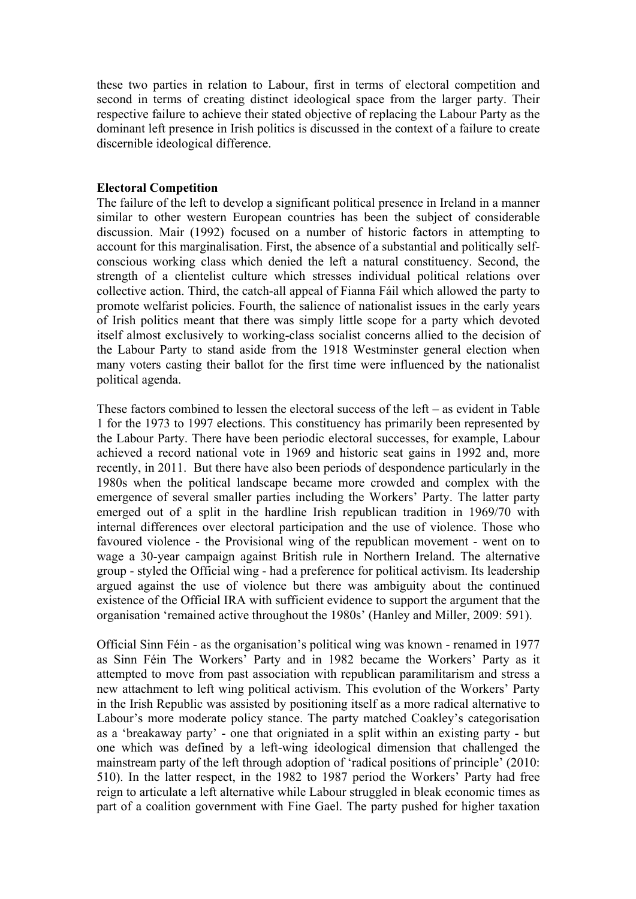these two parties in relation to Labour, first in terms of electoral competition and second in terms of creating distinct ideological space from the larger party. Their respective failure to achieve their stated objective of replacing the Labour Party as the dominant left presence in Irish politics is discussed in the context of a failure to create discernible ideological difference.

**Electoral Competition**

The failure of the left to develop a significant political presence in Ireland in a manner similar to other western European countries has been the subject of considerable discussion. Mair (1992) focused on a number of historic factors in attempting to account for this marginalisation. First, the absence of a substantial and politically self-conscious working class which denied the left a natural constituency. Second, the strength of a clientelist culture which stresses individual political relations over collective action. Third, the catch-all appeal of Fianna Fáil which allowed the party to promote welfarist policies. Fourth, the salience of nationalist issues in the early years of Irish politics meant that there was simply little scope for a party which devoted itself almost exclusively to working-class socialist concerns allied to the decision of the Labour Party to stand aside from the 1918 Westminster general election when many voters casting their ballot for the first time were influenced by the nationalist political agenda.

These factors combined to lessen the electoral success of the left – as evident in Table 1 for the 1973 to 1997 elections. This constituency has primarily been represented by the Labour Party. There have been periodic electoral successes, for example, Labour achieved a record national vote in 1969 and historic seat gains in 1992 and, more recently, in 2011. But there have also been periods of despondence particularly in the 1980s when the political landscape became more crowded and complex with the emergence of several smaller parties including the Workers' Party. The latter party emerged out of a split in the hardline Irish republican tradition in 1969/70 with internal differences over electoral participation and the use of violence. Those who favoured violence - the Provisional wing of the republican movement - went on to wage a 30-year campaign against British rule in Northern Ireland. The alternative group - styled the Official wing - had a preference for political activism. Its leadership argued against the use of violence but there was ambiguity about the continued existence of the Official IRA with sufficient evidence to support the argument that the organisation 'remained active throughout the 1980s' (Hanley and Miller, 2009: 591).

Official Sinn Féin - as the organisation's political wing was known - renamed in 1977 as Sinn Féin The Workers' Party and in 1982 became the Workers' Party as it attempted to move from past association with republican paramilitarism and stress a new attachment to left wing political activism. This evolution of the Workers' Party in the Irish Republic was assisted by positioning itself as a more radical alternative to Labour's more moderate policy stance. The party matched Coakley's categorisation as a 'breakaway party' - one that orgniated in a split within an existing party - but one which was defined by a left-wing ideological dimension that challenged the mainstream party of the left through adoption of 'radical positions of principle' (2010: 510). In the latter respect, in the 1982 to 1987 period the Workers' Party had free reign to articulate a left alternative while Labour struggled in bleak economic times as part of a coalition government with Fine Gael. The party pushed for higher taxation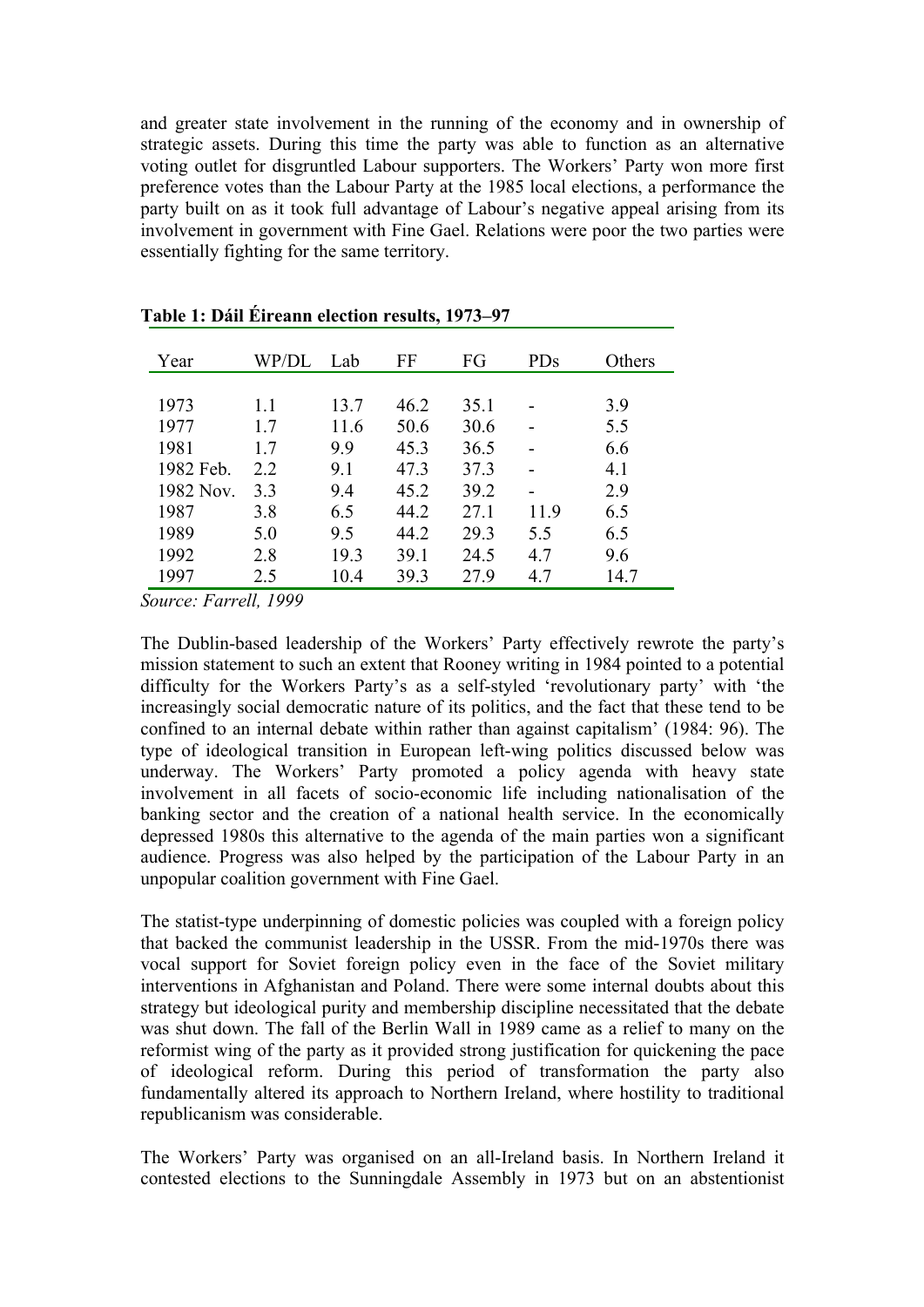and greater state involvement in the running of the economy and in ownership of strategic assets. During this time the party was able to function as an alternative voting outlet for disgruntled Labour supporters. The Workers' Party won more first preference votes than the Labour Party at the 1985 local elections, a performance the party built on as it took full advantage of Labour's negative appeal arising from its involvement in government with Fine Gael. Relations were poor the two parties were essentially fighting for the same territory.

**Table 1: Dáil Éireann election results, 1973–97**

| Year | WP/DL | Lab | FF | FG | PDs | Others |
|---|---|---|---|---|---|---|
| 1973 | 1.1 | 13.7 | 46.2 | 35.1 | - | 3.9 |
| 1977 | 1.7 | 11.6 | 50.6 | 30.6 | - | 5.5 |
| 1981 | 1.7 | 9.9 | 45.3 | 36.5 | - | 6.6 |
| 1982 Feb. | 2.2 | 9.1 | 47.3 | 37.3 | - | 4.1 |
| 1982 Nov. | 3.3 | 9.4 | 45.2 | 39.2 | - | 2.9 |
| 1987 | 3.8 | 6.5 | 44.2 | 27.1 | 11.9 | 6.5 |
| 1989 | 5.0 | 9.5 | 44.2 | 29.3 | 5.5 | 6.5 |
| 1992 | 2.8 | 19.3 | 39.1 | 24.5 | 4.7 | 9.6 |
| 1997 | 2.5 | 10.4 | 39.3 | 27.9 | 4.7 | 14.7 |

*Source: Farrell, 1999*

The Dublin-based leadership of the Workers' Party effectively rewrote the party's mission statement to such an extent that Rooney writing in 1984 pointed to a potential difficulty for the Workers Party's as a self-styled 'revolutionary party' with 'the increasingly social democratic nature of its politics, and the fact that these tend to be confined to an internal debate within rather than against capitalism' (1984: 96). The type of ideological transition in European left-wing politics discussed below was underway. The Workers' Party promoted a policy agenda with heavy state involvement in all facets of socio-economic life including nationalisation of the banking sector and the creation of a national health service. In the economically depressed 1980s this alternative to the agenda of the main parties won a significant audience. Progress was also helped by the participation of the Labour Party in an unpopular coalition government with Fine Gael.

The statist-type underpinning of domestic policies was coupled with a foreign policy that backed the communist leadership in the USSR. From the mid-1970s there was vocal support for Soviet foreign policy even in the face of the Soviet military interventions in Afghanistan and Poland. There were some internal doubts about this strategy but ideological purity and membership discipline necessitated that the debate was shut down. The fall of the Berlin Wall in 1989 came as a relief to many on the reformist wing of the party as it provided strong justification for quickening the pace of ideological reform. During this period of transformation the party also fundamentally altered its approach to Northern Ireland, where hostility to traditional republicanism was considerable.

The Workers' Party was organised on an all-Ireland basis. In Northern Ireland it contested elections to the Sunningdale Assembly in 1973 but on an abstentionist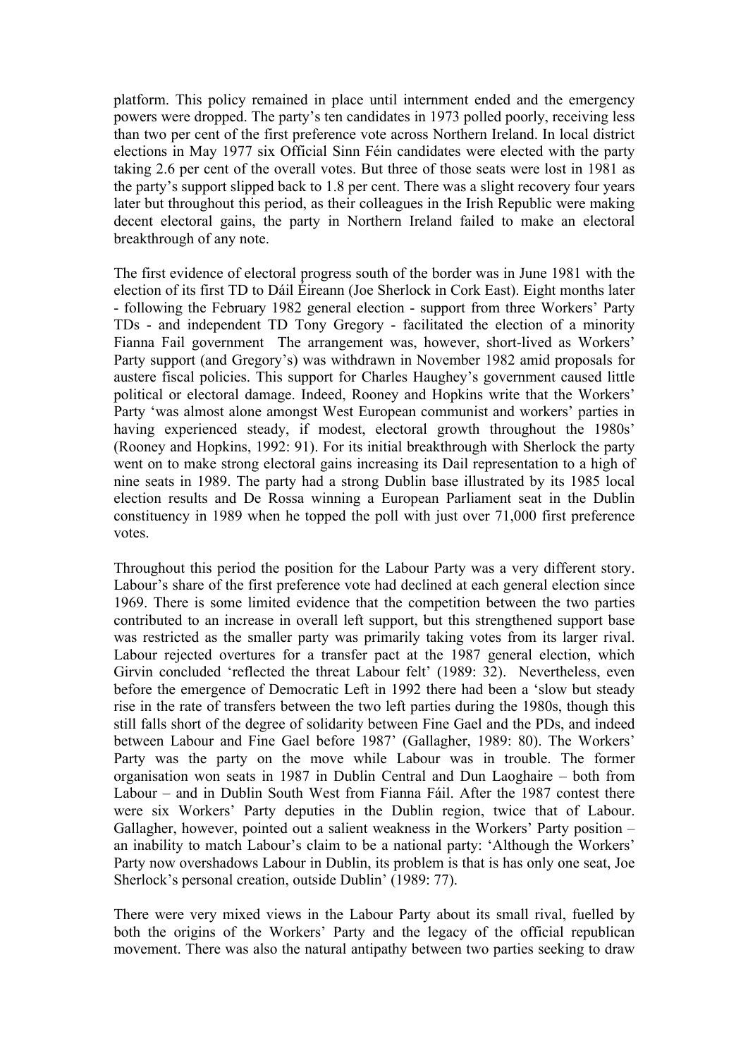platform. This policy remained in place until internment ended and the emergency powers were dropped. The party's ten candidates in 1973 polled poorly, receiving less than two per cent of the first preference vote across Northern Ireland. In local district elections in May 1977 six Official Sinn Féin candidates were elected with the party taking 2.6 per cent of the overall votes. But three of those seats were lost in 1981 as the party's support slipped back to 1.8 per cent. There was a slight recovery four years later but throughout this period, as their colleagues in the Irish Republic were making decent electoral gains, the party in Northern Ireland failed to make an electoral breakthrough of any note.

The first evidence of electoral progress south of the border was in June 1981 with the election of its first TD to Dáil Éireann (Joe Sherlock in Cork East). Eight months later - following the February 1982 general election - support from three Workers' Party TDs - and independent TD Tony Gregory - facilitated the election of a minority Fianna Fail government  The arrangement was, however, short-lived as Workers' Party support (and Gregory's) was withdrawn in November 1982 amid proposals for austere fiscal policies. This support for Charles Haughey's government caused little political or electoral damage. Indeed, Rooney and Hopkins write that the Workers' Party 'was almost alone amongst West European communist and workers' parties in having experienced steady, if modest, electoral growth throughout the 1980s' (Rooney and Hopkins, 1992: 91). For its initial breakthrough with Sherlock the party went on to make strong electoral gains increasing its Dail representation to a high of nine seats in 1989. The party had a strong Dublin base illustrated by its 1985 local election results and De Rossa winning a European Parliament seat in the Dublin constituency in 1989 when he topped the poll with just over 71,000 first preference votes.

Throughout this period the position for the Labour Party was a very different story. Labour's share of the first preference vote had declined at each general election since 1969. There is some limited evidence that the competition between the two parties contributed to an increase in overall left support, but this strengthened support base was restricted as the smaller party was primarily taking votes from its larger rival. Labour rejected overtures for a transfer pact at the 1987 general election, which Girvin concluded 'reflected the threat Labour felt' (1989: 32).  Nevertheless, even before the emergence of Democratic Left in 1992 there had been a 'slow but steady rise in the rate of transfers between the two left parties during the 1980s, though this still falls short of the degree of solidarity between Fine Gael and the PDs, and indeed between Labour and Fine Gael before 1987' (Gallagher, 1989: 80). The Workers' Party was the party on the move while Labour was in trouble. The former organisation won seats in 1987 in Dublin Central and Dun Laoghaire – both from Labour – and in Dublin South West from Fianna Fáil. After the 1987 contest there were six Workers' Party deputies in the Dublin region, twice that of Labour. Gallagher, however, pointed out a salient weakness in the Workers' Party position – an inability to match Labour's claim to be a national party: 'Although the Workers' Party now overshadows Labour in Dublin, its problem is that is has only one seat, Joe Sherlock's personal creation, outside Dublin' (1989: 77).

There were very mixed views in the Labour Party about its small rival, fuelled by both the origins of the Workers' Party and the legacy of the official republican movement. There was also the natural antipathy between two parties seeking to draw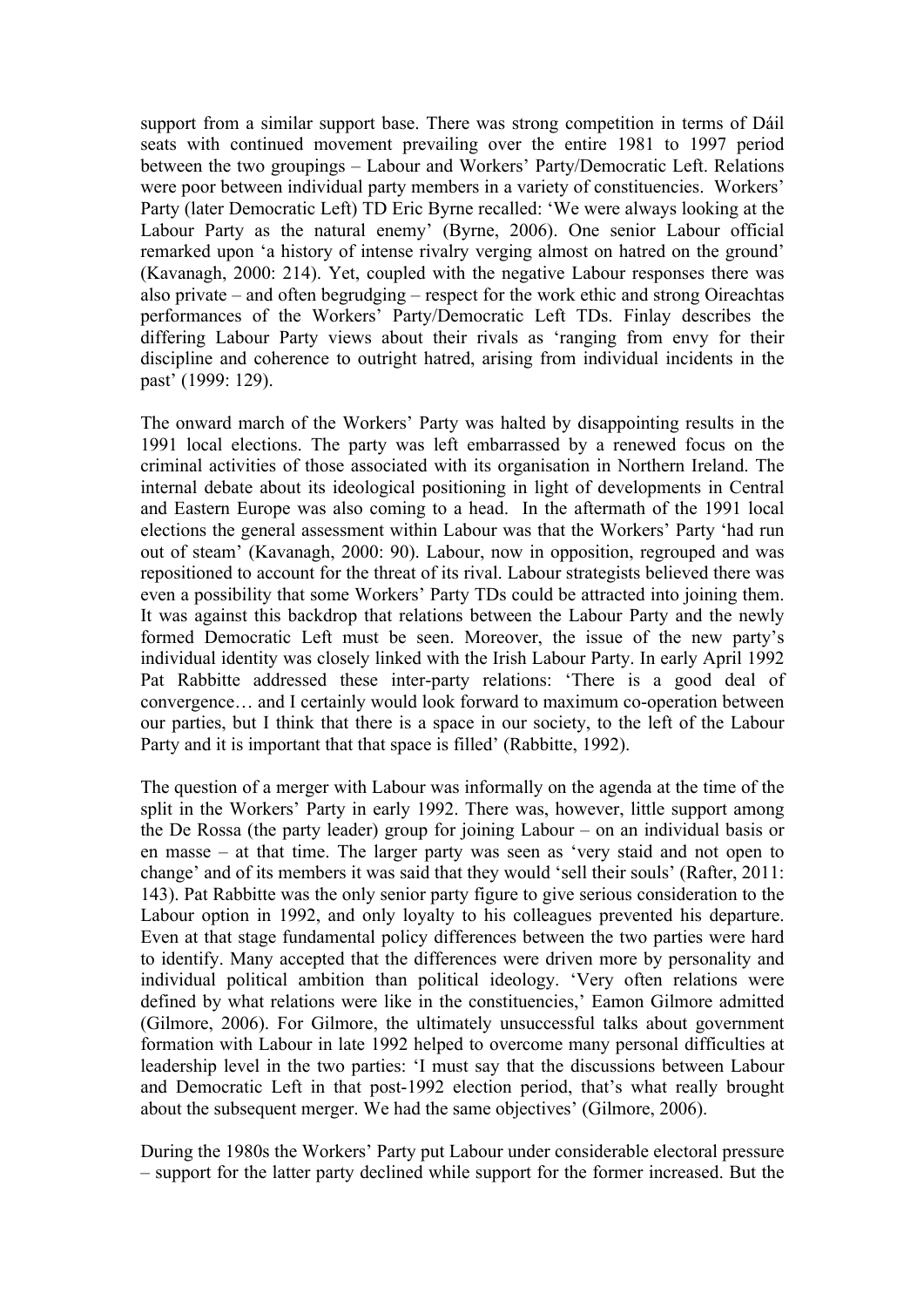support from a similar support base. There was strong competition in terms of Dáil seats with continued movement prevailing over the entire 1981 to 1997 period between the two groupings – Labour and Workers' Party/Democratic Left. Relations were poor between individual party members in a variety of constituencies. Workers' Party (later Democratic Left) TD Eric Byrne recalled: 'We were always looking at the Labour Party as the natural enemy' (Byrne, 2006). One senior Labour official remarked upon 'a history of intense rivalry verging almost on hatred on the ground' (Kavanagh, 2000: 214). Yet, coupled with the negative Labour responses there was also private – and often begrudging – respect for the work ethic and strong Oireachtas performances of the Workers' Party/Democratic Left TDs. Finlay describes the differing Labour Party views about their rivals as 'ranging from envy for their discipline and coherence to outright hatred, arising from individual incidents in the past' (1999: 129).

The onward march of the Workers' Party was halted by disappointing results in the 1991 local elections. The party was left embarrassed by a renewed focus on the criminal activities of those associated with its organisation in Northern Ireland. The internal debate about its ideological positioning in light of developments in Central and Eastern Europe was also coming to a head. In the aftermath of the 1991 local elections the general assessment within Labour was that the Workers' Party 'had run out of steam' (Kavanagh, 2000: 90). Labour, now in opposition, regrouped and was repositioned to account for the threat of its rival. Labour strategists believed there was even a possibility that some Workers' Party TDs could be attracted into joining them. It was against this backdrop that relations between the Labour Party and the newly formed Democratic Left must be seen. Moreover, the issue of the new party's individual identity was closely linked with the Irish Labour Party. In early April 1992 Pat Rabbitte addressed these inter-party relations: 'There is a good deal of convergence… and I certainly would look forward to maximum co-operation between our parties, but I think that there is a space in our society, to the left of the Labour Party and it is important that that space is filled' (Rabbitte, 1992).

The question of a merger with Labour was informally on the agenda at the time of the split in the Workers' Party in early 1992. There was, however, little support among the De Rossa (the party leader) group for joining Labour – on an individual basis or en masse – at that time. The larger party was seen as 'very staid and not open to change' and of its members it was said that they would 'sell their souls' (Rafter, 2011: 143). Pat Rabbitte was the only senior party figure to give serious consideration to the Labour option in 1992, and only loyalty to his colleagues prevented his departure. Even at that stage fundamental policy differences between the two parties were hard to identify. Many accepted that the differences were driven more by personality and individual political ambition than political ideology. 'Very often relations were defined by what relations were like in the constituencies,' Eamon Gilmore admitted (Gilmore, 2006). For Gilmore, the ultimately unsuccessful talks about government formation with Labour in late 1992 helped to overcome many personal difficulties at leadership level in the two parties: 'I must say that the discussions between Labour and Democratic Left in that post-1992 election period, that's what really brought about the subsequent merger. We had the same objectives' (Gilmore, 2006).

During the 1980s the Workers' Party put Labour under considerable electoral pressure – support for the latter party declined while support for the former increased. But the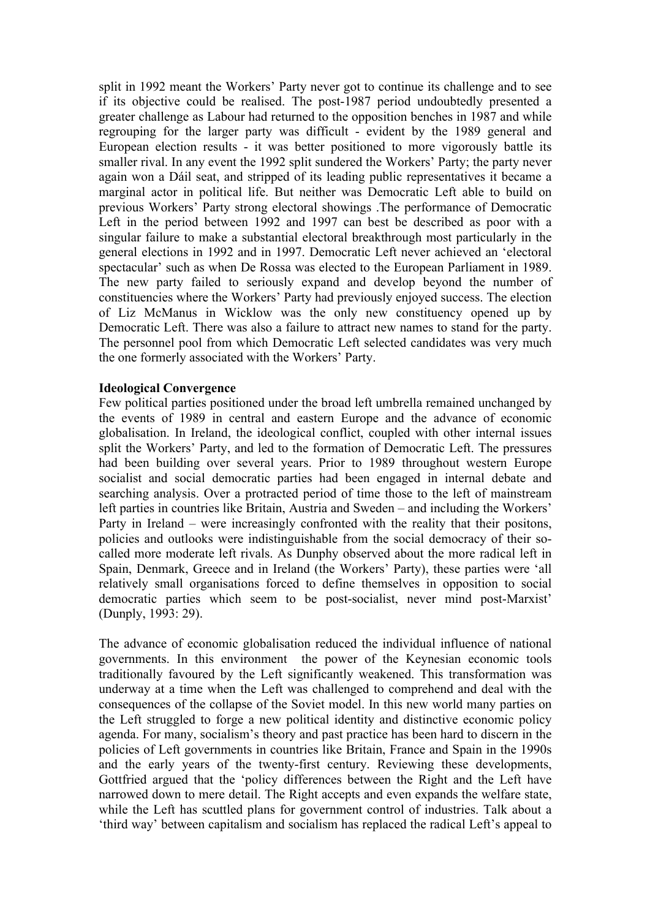split in 1992 meant the Workers' Party never got to continue its challenge and to see if its objective could be realised. The post-1987 period undoubtedly presented a greater challenge as Labour had returned to the opposition benches in 1987 and while regrouping for the larger party was difficult - evident by the 1989 general and European election results - it was better positioned to more vigorously battle its smaller rival. In any event the 1992 split sundered the Workers' Party; the party never again won a Dáil seat, and stripped of its leading public representatives it became a marginal actor in political life. But neither was Democratic Left able to build on previous Workers' Party strong electoral showings .The performance of Democratic Left in the period between 1992 and 1997 can best be described as poor with a singular failure to make a substantial electoral breakthrough most particularly in the general elections in 1992 and in 1997. Democratic Left never achieved an 'electoral spectacular' such as when De Rossa was elected to the European Parliament in 1989. The new party failed to seriously expand and develop beyond the number of constituencies where the Workers' Party had previously enjoyed success. The election of Liz McManus in Wicklow was the only new constituency opened up by Democratic Left. There was also a failure to attract new names to stand for the party. The personnel pool from which Democratic Left selected candidates was very much the one formerly associated with the Workers' Party.

**Ideological Convergence**

Few political parties positioned under the broad left umbrella remained unchanged by the events of 1989 in central and eastern Europe and the advance of economic globalisation. In Ireland, the ideological conflict, coupled with other internal issues split the Workers' Party, and led to the formation of Democratic Left. The pressures had been building over several years. Prior to 1989 throughout western Europe socialist and social democratic parties had been engaged in internal debate and searching analysis. Over a protracted period of time those to the left of mainstream left parties in countries like Britain, Austria and Sweden – and including the Workers' Party in Ireland – were increasingly confronted with the reality that their positons, policies and outlooks were indistinguishable from the social democracy of their so-called more moderate left rivals. As Dunphy observed about the more radical left in Spain, Denmark, Greece and in Ireland (the Workers' Party), these parties were 'all relatively small organisations forced to define themselves in opposition to social democratic parties which seem to be post-socialist, never mind post-Marxist' (Dunply, 1993: 29).

The advance of economic globalisation reduced the individual influence of national governments. In this environment the power of the Keynesian economic tools traditionally favoured by the Left significantly weakened. This transformation was underway at a time when the Left was challenged to comprehend and deal with the consequences of the collapse of the Soviet model. In this new world many parties on the Left struggled to forge a new political identity and distinctive economic policy agenda. For many, socialism's theory and past practice has been hard to discern in the policies of Left governments in countries like Britain, France and Spain in the 1990s and the early years of the twenty-first century. Reviewing these developments, Gottfried argued that the 'policy differences between the Right and the Left have narrowed down to mere detail. The Right accepts and even expands the welfare state, while the Left has scuttled plans for government control of industries. Talk about a 'third way' between capitalism and socialism has replaced the radical Left's appeal to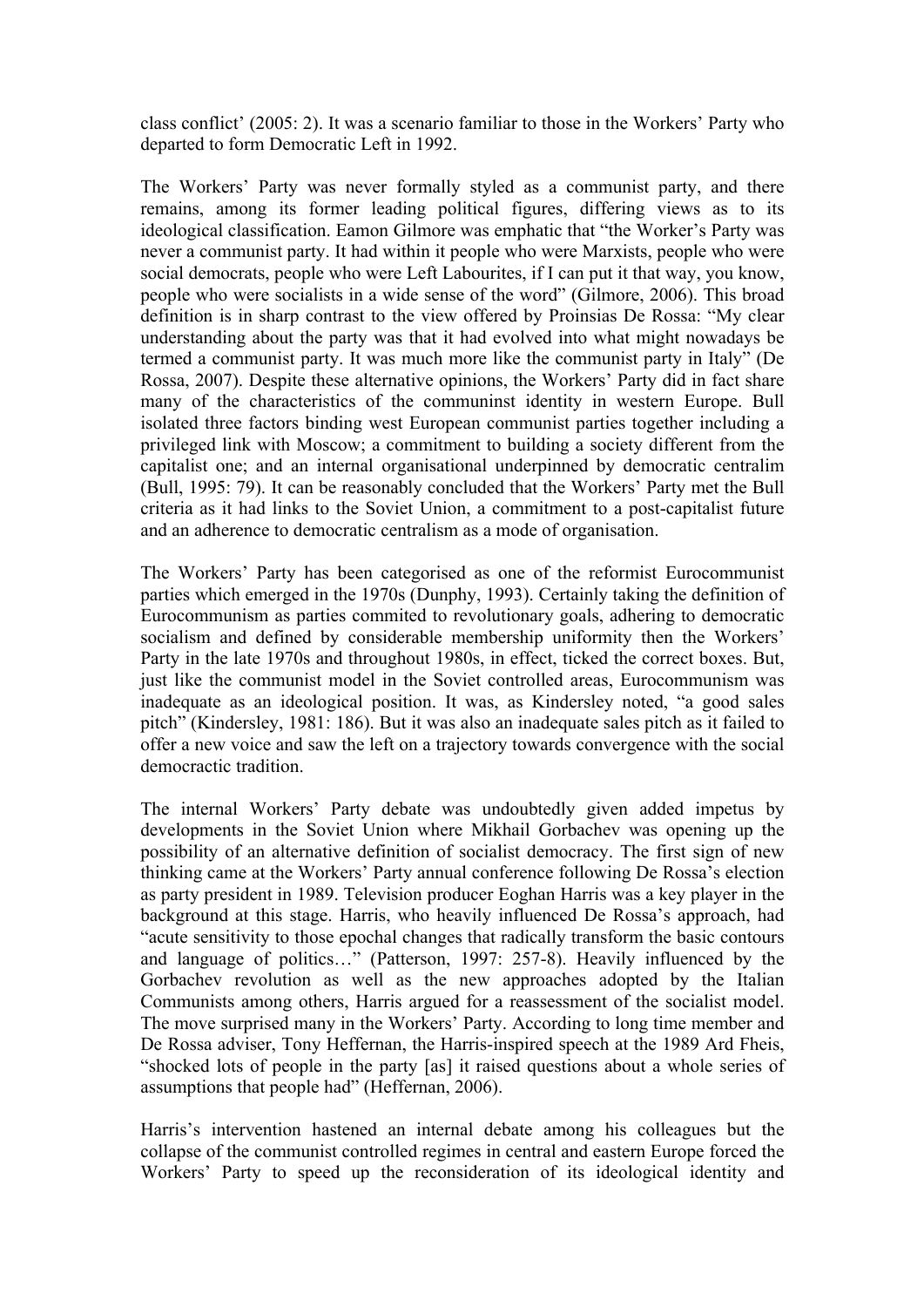class conflict' (2005: 2). It was a scenario familiar to those in the Workers' Party who departed to form Democratic Left in 1992.

The Workers' Party was never formally styled as a communist party, and there remains, among its former leading political figures, differing views as to its ideological classification. Eamon Gilmore was emphatic that "the Worker's Party was never a communist party. It had within it people who were Marxists, people who were social democrats, people who were Left Labourites, if I can put it that way, you know, people who were socialists in a wide sense of the word" (Gilmore, 2006). This broad definition is in sharp contrast to the view offered by Proinsias De Rossa: "My clear understanding about the party was that it had evolved into what might nowadays be termed a communist party. It was much more like the communist party in Italy" (De Rossa, 2007). Despite these alternative opinions, the Workers' Party did in fact share many of the characteristics of the communinst identity in western Europe. Bull isolated three factors binding west European communist parties together including a privileged link with Moscow; a commitment to building a society different from the capitalist one; and an internal organisational underpinned by democratic centralim (Bull, 1995: 79). It can be reasonably concluded that the Workers' Party met the Bull criteria as it had links to the Soviet Union, a commitment to a post-capitalist future and an adherence to democratic centralism as a mode of organisation.

The Workers' Party has been categorised as one of the reformist Eurocommunist parties which emerged in the 1970s (Dunphy, 1993). Certainly taking the definition of Eurocommunism as parties commited to revolutionary goals, adhering to democratic socialism and defined by considerable membership uniformity then the Workers' Party in the late 1970s and throughout 1980s, in effect, ticked the correct boxes. But, just like the communist model in the Soviet controlled areas, Eurocommunism was inadequate as an ideological position. It was, as Kindersley noted, "a good sales pitch" (Kindersley, 1981: 186). But it was also an inadequate sales pitch as it failed to offer a new voice and saw the left on a trajectory towards convergence with the social democractic tradition.

The internal Workers' Party debate was undoubtedly given added impetus by developments in the Soviet Union where Mikhail Gorbachev was opening up the possibility of an alternative definition of socialist democracy. The first sign of new thinking came at the Workers' Party annual conference following De Rossa's election as party president in 1989. Television producer Eoghan Harris was a key player in the background at this stage. Harris, who heavily influenced De Rossa's approach, had "acute sensitivity to those epochal changes that radically transform the basic contours and language of politics…" (Patterson, 1997: 257-8). Heavily influenced by the Gorbachev revolution as well as the new approaches adopted by the Italian Communists among others, Harris argued for a reassessment of the socialist model. The move surprised many in the Workers' Party. According to long time member and De Rossa adviser, Tony Heffernan, the Harris-inspired speech at the 1989 Ard Fheis, "shocked lots of people in the party [as] it raised questions about a whole series of assumptions that people had" (Heffernan, 2006).

Harris's intervention hastened an internal debate among his colleagues but the collapse of the communist controlled regimes in central and eastern Europe forced the Workers' Party to speed up the reconsideration of its ideological identity and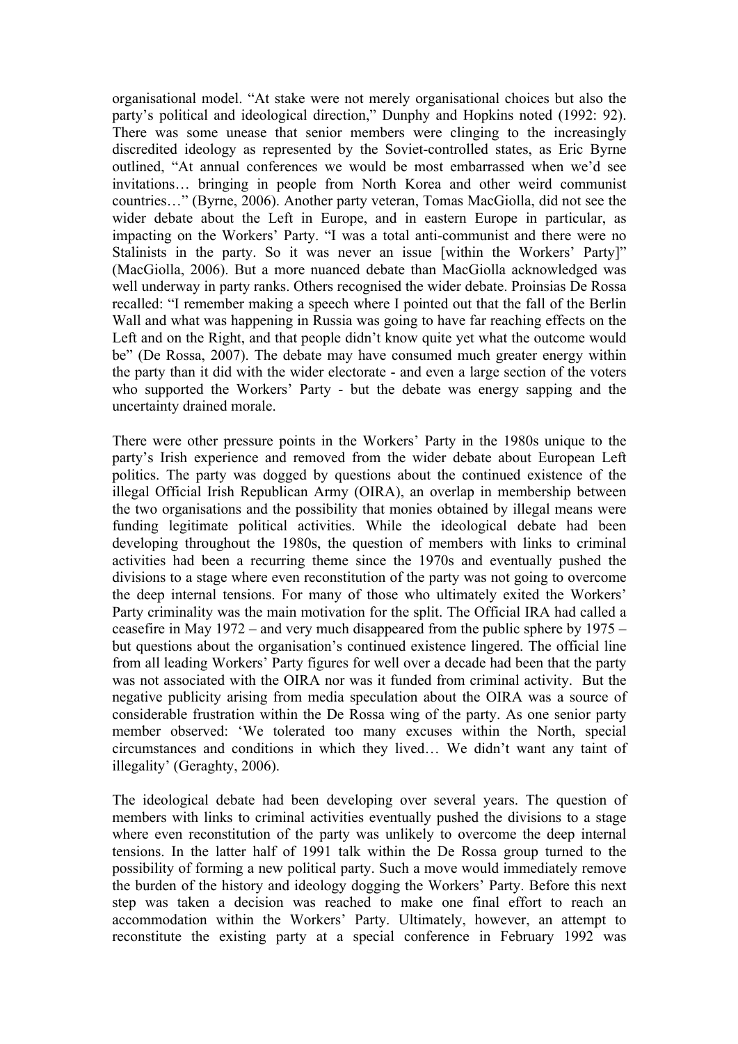organisational model. “At stake were not merely organisational choices but also the party’s political and ideological direction,” Dunphy and Hopkins noted (1992: 92). There was some unease that senior members were clinging to the increasingly discredited ideology as represented by the Soviet-controlled states, as Eric Byrne outlined, “At annual conferences we would be most embarrassed when we’d see invitations… bringing in people from North Korea and other weird communist countries…” (Byrne, 2006). Another party veteran, Tomas MacGiolla, did not see the wider debate about the Left in Europe, and in eastern Europe in particular, as impacting on the Workers’ Party. “I was a total anti-communist and there were no Stalinists in the party. So it was never an issue [within the Workers’ Party]” (MacGiolla, 2006). But a more nuanced debate than MacGiolla acknowledged was well underway in party ranks. Others recognised the wider debate. Proinsias De Rossa recalled: “I remember making a speech where I pointed out that the fall of the Berlin Wall and what was happening in Russia was going to have far reaching effects on the Left and on the Right, and that people didn’t know quite yet what the outcome would be” (De Rossa, 2007). The debate may have consumed much greater energy within the party than it did with the wider electorate - and even a large section of the voters who supported the Workers’ Party - but the debate was energy sapping and the uncertainty drained morale.

There were other pressure points in the Workers’ Party in the 1980s unique to the party’s Irish experience and removed from the wider debate about European Left politics. The party was dogged by questions about the continued existence of the illegal Official Irish Republican Army (OIRA), an overlap in membership between the two organisations and the possibility that monies obtained by illegal means were funding legitimate political activities. While the ideological debate had been developing throughout the 1980s, the question of members with links to criminal activities had been a recurring theme since the 1970s and eventually pushed the divisions to a stage where even reconstitution of the party was not going to overcome the deep internal tensions. For many of those who ultimately exited the Workers’ Party criminality was the main motivation for the split. The Official IRA had called a ceasefire in May 1972 – and very much disappeared from the public sphere by 1975 – but questions about the organisation’s continued existence lingered. The official line from all leading Workers’ Party figures for well over a decade had been that the party was not associated with the OIRA nor was it funded from criminal activity. But the negative publicity arising from media speculation about the OIRA was a source of considerable frustration within the De Rossa wing of the party. As one senior party member observed: ‘We tolerated too many excuses within the North, special circumstances and conditions in which they lived… We didn’t want any taint of illegality’ (Geraghty, 2006).

The ideological debate had been developing over several years. The question of members with links to criminal activities eventually pushed the divisions to a stage where even reconstitution of the party was unlikely to overcome the deep internal tensions. In the latter half of 1991 talk within the De Rossa group turned to the possibility of forming a new political party. Such a move would immediately remove the burden of the history and ideology dogging the Workers’ Party. Before this next step was taken a decision was reached to make one final effort to reach an accommodation within the Workers’ Party. Ultimately, however, an attempt to reconstitute the existing party at a special conference in February 1992 was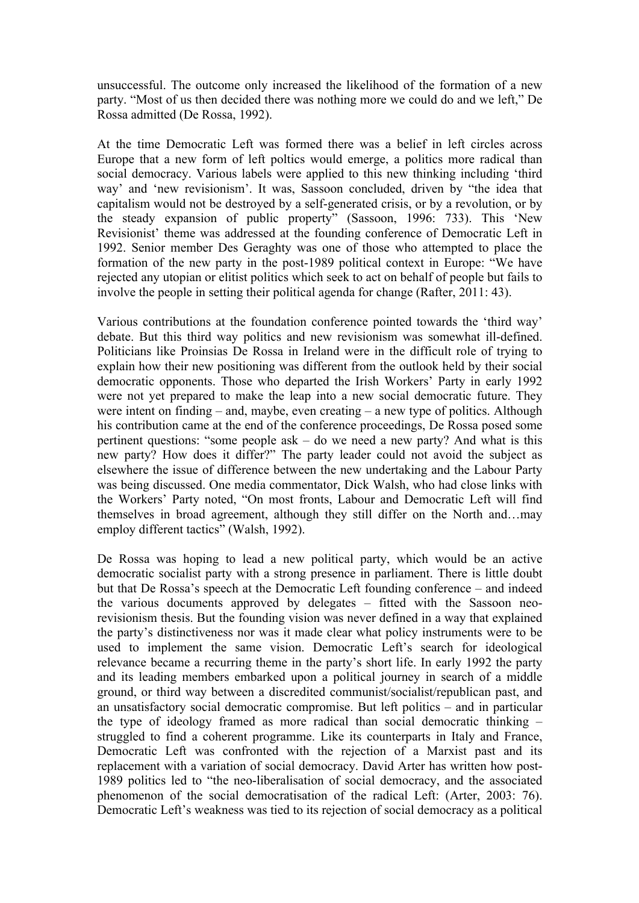unsuccessful. The outcome only increased the likelihood of the formation of a new party. "Most of us then decided there was nothing more we could do and we left," De Rossa admitted (De Rossa, 1992).

At the time Democratic Left was formed there was a belief in left circles across Europe that a new form of left poltics would emerge, a politics more radical than social democracy. Various labels were applied to this new thinking including 'third way' and 'new revisionism'. It was, Sassoon concluded, driven by "the idea that capitalism would not be destroyed by a self-generated crisis, or by a revolution, or by the steady expansion of public property" (Sassoon, 1996: 733). This 'New Revisionist' theme was addressed at the founding conference of Democratic Left in 1992. Senior member Des Geraghty was one of those who attempted to place the formation of the new party in the post-1989 political context in Europe: "We have rejected any utopian or elitist politics which seek to act on behalf of people but fails to involve the people in setting their political agenda for change (Rafter, 2011: 43).

Various contributions at the foundation conference pointed towards the 'third way' debate. But this third way politics and new revisionism was somewhat ill-defined. Politicians like Proinsias De Rossa in Ireland were in the difficult role of trying to explain how their new positioning was different from the outlook held by their social democratic opponents. Those who departed the Irish Workers' Party in early 1992 were not yet prepared to make the leap into a new social democratic future. They were intent on finding – and, maybe, even creating – a new type of politics. Although his contribution came at the end of the conference proceedings, De Rossa posed some pertinent questions: "some people ask – do we need a new party? And what is this new party? How does it differ?" The party leader could not avoid the subject as elsewhere the issue of difference between the new undertaking and the Labour Party was being discussed. One media commentator, Dick Walsh, who had close links with the Workers' Party noted, "On most fronts, Labour and Democratic Left will find themselves in broad agreement, although they still differ on the North and…may employ different tactics" (Walsh, 1992).

De Rossa was hoping to lead a new political party, which would be an active democratic socialist party with a strong presence in parliament. There is little doubt but that De Rossa's speech at the Democratic Left founding conference – and indeed the various documents approved by delegates – fitted with the Sassoon neo-revisionism thesis. But the founding vision was never defined in a way that explained the party's distinctiveness nor was it made clear what policy instruments were to be used to implement the same vision. Democratic Left's search for ideological relevance became a recurring theme in the party's short life. In early 1992 the party and its leading members embarked upon a political journey in search of a middle ground, or third way between a discredited communist/socialist/republican past, and an unsatisfactory social democratic compromise. But left politics – and in particular the type of ideology framed as more radical than social democratic thinking – struggled to find a coherent programme. Like its counterparts in Italy and France, Democratic Left was confronted with the rejection of a Marxist past and its replacement with a variation of social democracy. David Arter has written how post-1989 politics led to "the neo-liberalisation of social democracy, and the associated phenomenon of the social democratisation of the radical Left: (Arter, 2003: 76). Democratic Left's weakness was tied to its rejection of social democracy as a political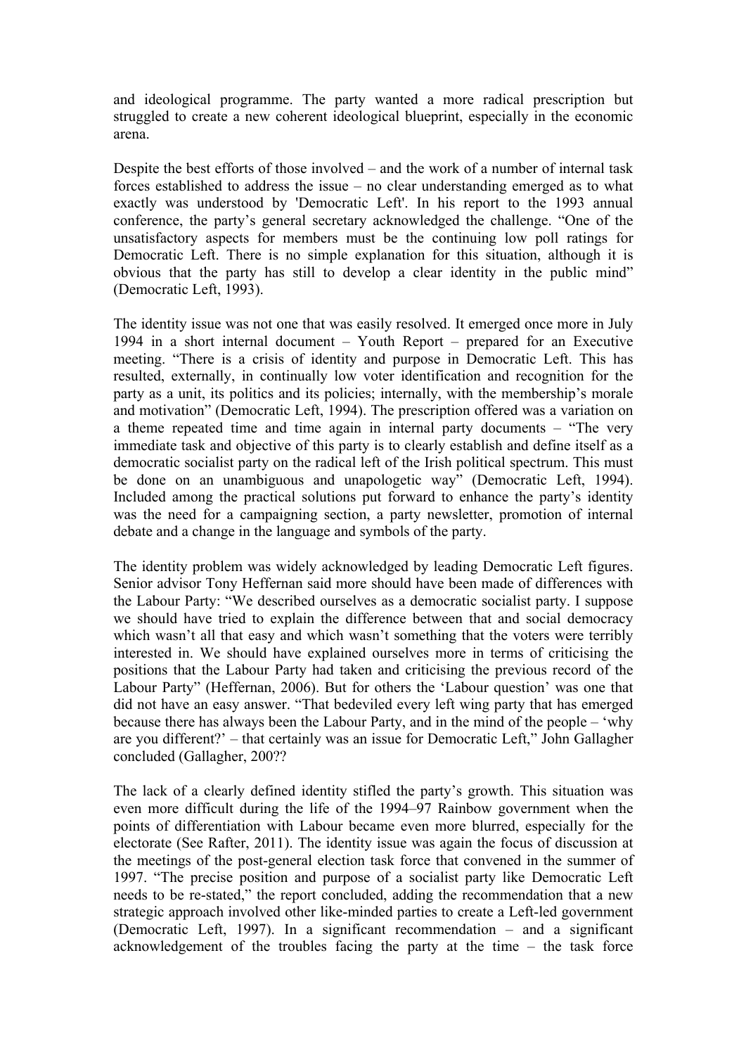and ideological programme. The party wanted a more radical prescription but struggled to create a new coherent ideological blueprint, especially in the economic arena.

Despite the best efforts of those involved – and the work of a number of internal task forces established to address the issue – no clear understanding emerged as to what exactly was understood by 'Democratic Left'. In his report to the 1993 annual conference, the party's general secretary acknowledged the challenge. "One of the unsatisfactory aspects for members must be the continuing low poll ratings for Democratic Left. There is no simple explanation for this situation, although it is obvious that the party has still to develop a clear identity in the public mind" (Democratic Left, 1993).

The identity issue was not one that was easily resolved. It emerged once more in July 1994 in a short internal document – Youth Report – prepared for an Executive meeting. "There is a crisis of identity and purpose in Democratic Left. This has resulted, externally, in continually low voter identification and recognition for the party as a unit, its politics and its policies; internally, with the membership's morale and motivation" (Democratic Left, 1994). The prescription offered was a variation on a theme repeated time and time again in internal party documents – "The very immediate task and objective of this party is to clearly establish and define itself as a democratic socialist party on the radical left of the Irish political spectrum. This must be done on an unambiguous and unapologetic way" (Democratic Left, 1994). Included among the practical solutions put forward to enhance the party's identity was the need for a campaigning section, a party newsletter, promotion of internal debate and a change in the language and symbols of the party.

The identity problem was widely acknowledged by leading Democratic Left figures. Senior advisor Tony Heffernan said more should have been made of differences with the Labour Party: "We described ourselves as a democratic socialist party. I suppose we should have tried to explain the difference between that and social democracy which wasn't all that easy and which wasn't something that the voters were terribly interested in. We should have explained ourselves more in terms of criticising the positions that the Labour Party had taken and criticising the previous record of the Labour Party" (Heffernan, 2006). But for others the 'Labour question' was one that did not have an easy answer. "That bedeviled every left wing party that has emerged because there has always been the Labour Party, and in the mind of the people – 'why are you different?' – that certainly was an issue for Democratic Left," John Gallagher concluded (Gallagher, 200??

The lack of a clearly defined identity stifled the party's growth. This situation was even more difficult during the life of the 1994–97 Rainbow government when the points of differentiation with Labour became even more blurred, especially for the electorate (See Rafter, 2011). The identity issue was again the focus of discussion at the meetings of the post-general election task force that convened in the summer of 1997. "The precise position and purpose of a socialist party like Democratic Left needs to be re-stated," the report concluded, adding the recommendation that a new strategic approach involved other like-minded parties to create a Left-led government (Democratic Left, 1997). In a significant recommendation – and a significant acknowledgement of the troubles facing the party at the time – the task force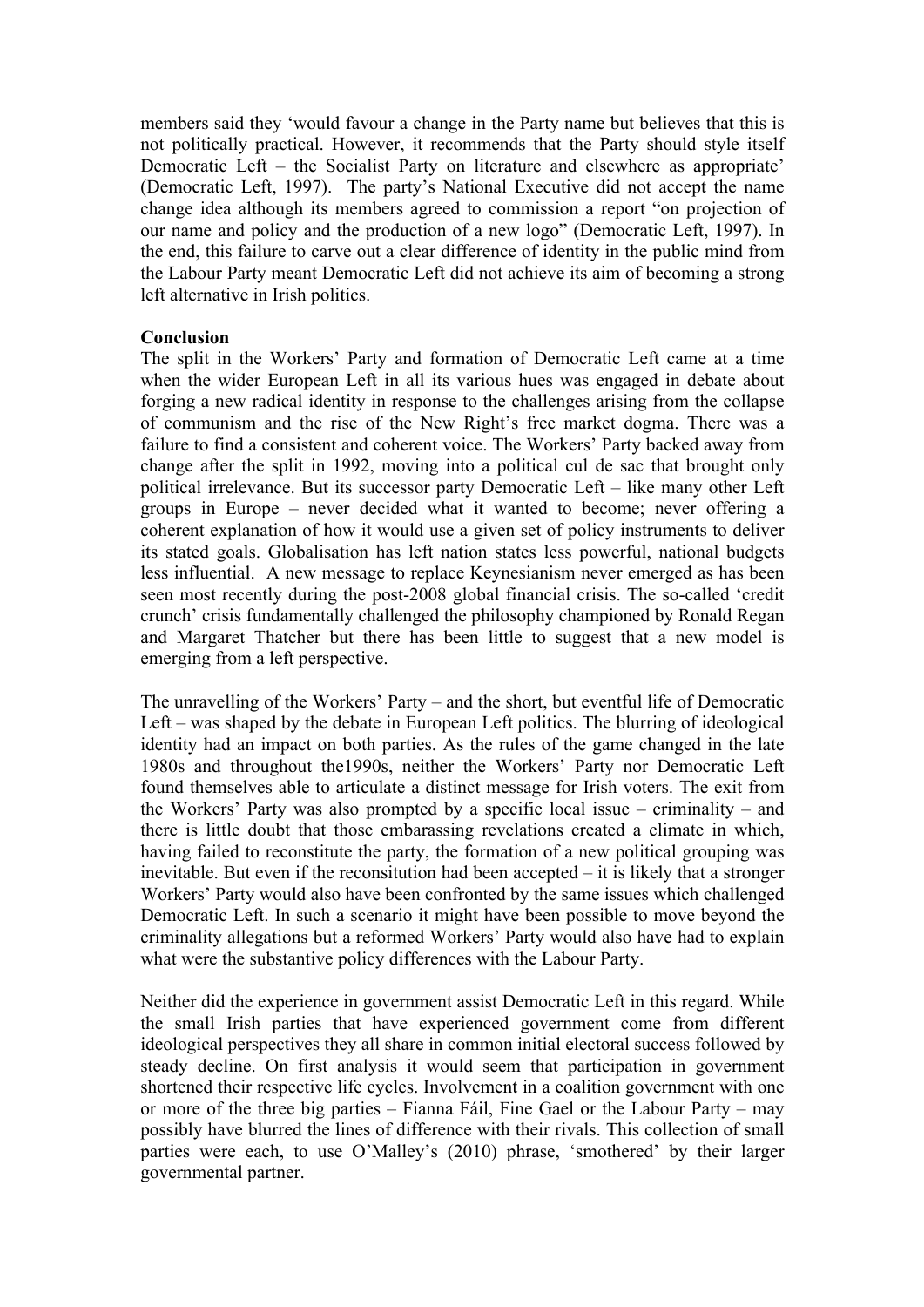members said they 'would favour a change in the Party name but believes that this is not politically practical. However, it recommends that the Party should style itself Democratic Left – the Socialist Party on literature and elsewhere as appropriate' (Democratic Left, 1997). The party's National Executive did not accept the name change idea although its members agreed to commission a report "on projection of our name and policy and the production of a new logo" (Democratic Left, 1997). In the end, this failure to carve out a clear difference of identity in the public mind from the Labour Party meant Democratic Left did not achieve its aim of becoming a strong left alternative in Irish politics.

**Conclusion**

The split in the Workers' Party and formation of Democratic Left came at a time when the wider European Left in all its various hues was engaged in debate about forging a new radical identity in response to the challenges arising from the collapse of communism and the rise of the New Right's free market dogma. There was a failure to find a consistent and coherent voice. The Workers' Party backed away from change after the split in 1992, moving into a political cul de sac that brought only political irrelevance. But its successor party Democratic Left – like many other Left groups in Europe – never decided what it wanted to become; never offering a coherent explanation of how it would use a given set of policy instruments to deliver its stated goals. Globalisation has left nation states less powerful, national budgets less influential. A new message to replace Keynesianism never emerged as has been seen most recently during the post-2008 global financial crisis. The so-called 'credit crunch' crisis fundamentally challenged the philosophy championed by Ronald Regan and Margaret Thatcher but there has been little to suggest that a new model is emerging from a left perspective.

The unravelling of the Workers' Party – and the short, but eventful life of Democratic Left – was shaped by the debate in European Left politics. The blurring of ideological identity had an impact on both parties. As the rules of the game changed in the late 1980s and throughout the1990s, neither the Workers' Party nor Democratic Left found themselves able to articulate a distinct message for Irish voters. The exit from the Workers' Party was also prompted by a specific local issue – criminality – and there is little doubt that those embarassing revelations created a climate in which, having failed to reconstitute the party, the formation of a new political grouping was inevitable. But even if the reconsitution had been accepted – it is likely that a stronger Workers' Party would also have been confronted by the same issues which challenged Democratic Left. In such a scenario it might have been possible to move beyond the criminality allegations but a reformed Workers' Party would also have had to explain what were the substantive policy differences with the Labour Party.

Neither did the experience in government assist Democratic Left in this regard. While the small Irish parties that have experienced government come from different ideological perspectives they all share in common initial electoral success followed by steady decline. On first analysis it would seem that participation in government shortened their respective life cycles. Involvement in a coalition government with one or more of the three big parties – Fianna Fáil, Fine Gael or the Labour Party – may possibly have blurred the lines of difference with their rivals. This collection of small parties were each, to use O'Malley's (2010) phrase, 'smothered' by their larger governmental partner.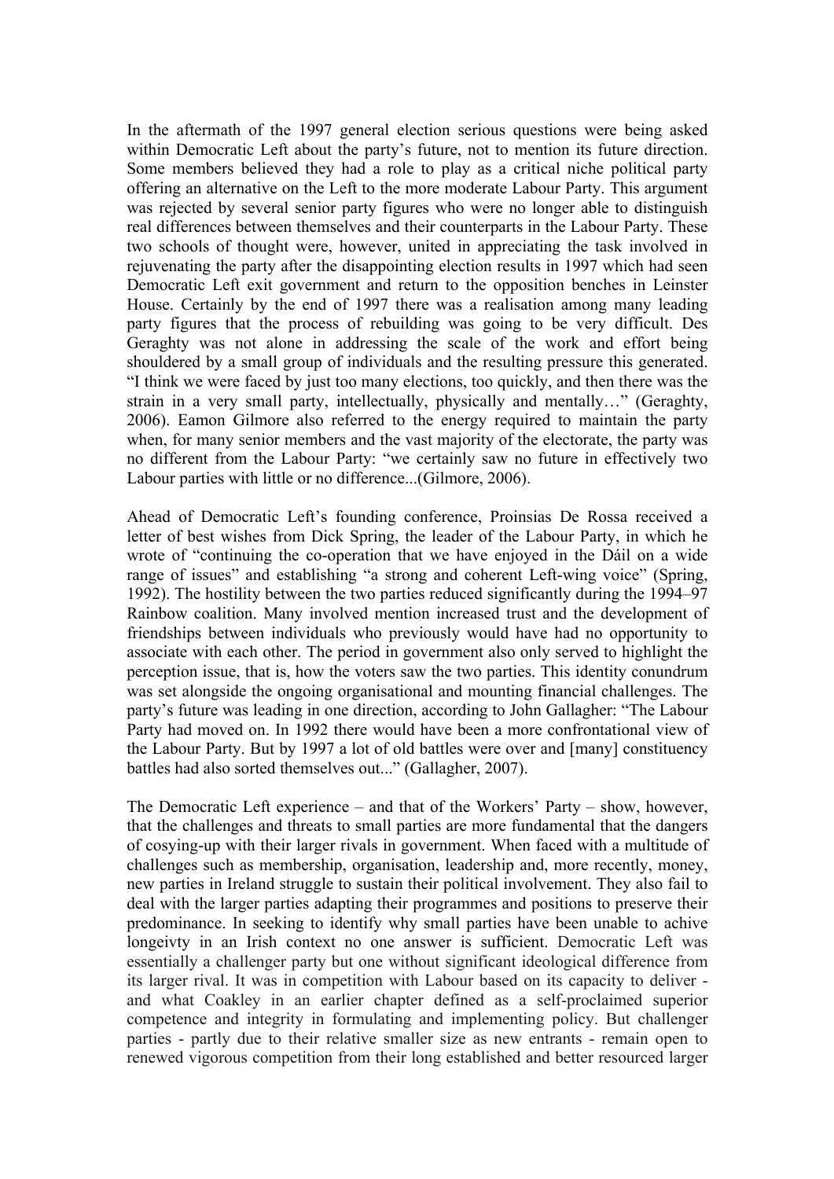In the aftermath of the 1997 general election serious questions were being asked within Democratic Left about the party's future, not to mention its future direction. Some members believed they had a role to play as a critical niche political party offering an alternative on the Left to the more moderate Labour Party. This argument was rejected by several senior party figures who were no longer able to distinguish real differences between themselves and their counterparts in the Labour Party. These two schools of thought were, however, united in appreciating the task involved in rejuvenating the party after the disappointing election results in 1997 which had seen Democratic Left exit government and return to the opposition benches in Leinster House. Certainly by the end of 1997 there was a realisation among many leading party figures that the process of rebuilding was going to be very difficult. Des Geraghty was not alone in addressing the scale of the work and effort being shouldered by a small group of individuals and the resulting pressure this generated. "I think we were faced by just too many elections, too quickly, and then there was the strain in a very small party, intellectually, physically and mentally…" (Geraghty, 2006). Eamon Gilmore also referred to the energy required to maintain the party when, for many senior members and the vast majority of the electorate, the party was no different from the Labour Party: "we certainly saw no future in effectively two Labour parties with little or no difference...(Gilmore, 2006).

Ahead of Democratic Left's founding conference, Proinsias De Rossa received a letter of best wishes from Dick Spring, the leader of the Labour Party, in which he wrote of "continuing the co-operation that we have enjoyed in the Dáil on a wide range of issues" and establishing "a strong and coherent Left-wing voice" (Spring, 1992). The hostility between the two parties reduced significantly during the 1994–97 Rainbow coalition. Many involved mention increased trust and the development of friendships between individuals who previously would have had no opportunity to associate with each other. The period in government also only served to highlight the perception issue, that is, how the voters saw the two parties. This identity conundrum was set alongside the ongoing organisational and mounting financial challenges. The party's future was leading in one direction, according to John Gallagher: "The Labour Party had moved on. In 1992 there would have been a more confrontational view of the Labour Party. But by 1997 a lot of old battles were over and [many] constituency battles had also sorted themselves out..." (Gallagher, 2007).

The Democratic Left experience – and that of the Workers' Party – show, however, that the challenges and threats to small parties are more fundamental that the dangers of cosying-up with their larger rivals in government. When faced with a multitude of challenges such as membership, organisation, leadership and, more recently, money, new parties in Ireland struggle to sustain their political involvement. They also fail to deal with the larger parties adapting their programmes and positions to preserve their predominance. In seeking to identify why small parties have been unable to achive longeivty in an Irish context no one answer is sufficient. Democratic Left was essentially a challenger party but one without significant ideological difference from its larger rival. It was in competition with Labour based on its capacity to deliver - and what Coakley in an earlier chapter defined as a self-proclaimed superior competence and integrity in formulating and implementing policy. But challenger parties - partly due to their relative smaller size as new entrants - remain open to renewed vigorous competition from their long established and better resourced larger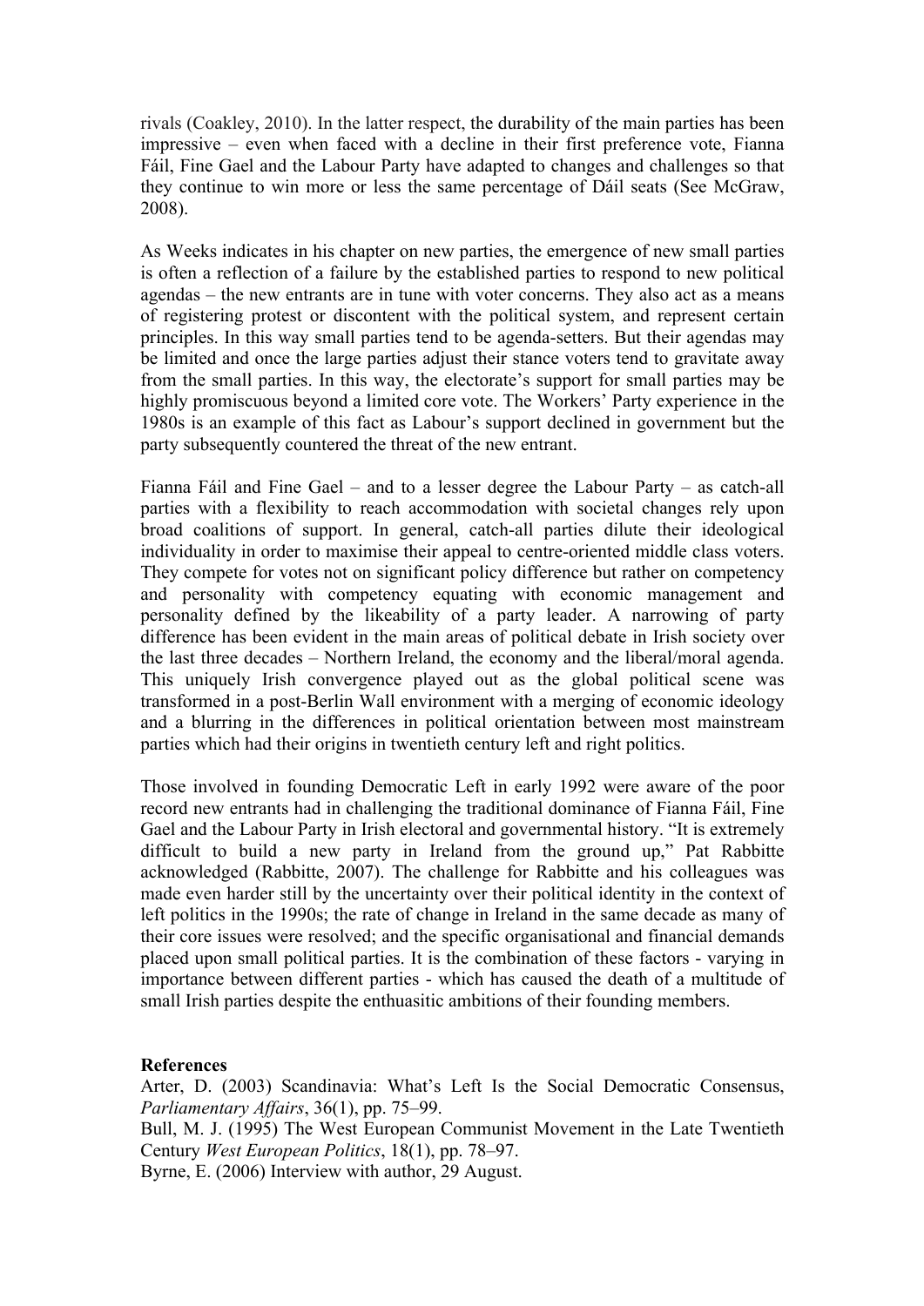rivals (Coakley, 2010). In the latter respect, the durability of the main parties has been impressive – even when faced with a decline in their first preference vote, Fianna Fáil, Fine Gael and the Labour Party have adapted to changes and challenges so that they continue to win more or less the same percentage of Dáil seats (See McGraw, 2008).

As Weeks indicates in his chapter on new parties, the emergence of new small parties is often a reflection of a failure by the established parties to respond to new political agendas – the new entrants are in tune with voter concerns. They also act as a means of registering protest or discontent with the political system, and represent certain principles. In this way small parties tend to be agenda-setters. But their agendas may be limited and once the large parties adjust their stance voters tend to gravitate away from the small parties. In this way, the electorate's support for small parties may be highly promiscuous beyond a limited core vote. The Workers' Party experience in the 1980s is an example of this fact as Labour's support declined in government but the party subsequently countered the threat of the new entrant.

Fianna Fáil and Fine Gael – and to a lesser degree the Labour Party – as catch-all parties with a flexibility to reach accommodation with societal changes rely upon broad coalitions of support. In general, catch-all parties dilute their ideological individuality in order to maximise their appeal to centre-oriented middle class voters. They compete for votes not on significant policy difference but rather on competency and personality with competency equating with economic management and personality defined by the likeability of a party leader. A narrowing of party difference has been evident in the main areas of political debate in Irish society over the last three decades – Northern Ireland, the economy and the liberal/moral agenda. This uniquely Irish convergence played out as the global political scene was transformed in a post-Berlin Wall environment with a merging of economic ideology and a blurring in the differences in political orientation between most mainstream parties which had their origins in twentieth century left and right politics.

Those involved in founding Democratic Left in early 1992 were aware of the poor record new entrants had in challenging the traditional dominance of Fianna Fáil, Fine Gael and the Labour Party in Irish electoral and governmental history. "It is extremely difficult to build a new party in Ireland from the ground up," Pat Rabbitte acknowledged (Rabbitte, 2007). The challenge for Rabbitte and his colleagues was made even harder still by the uncertainty over their political identity in the context of left politics in the 1990s; the rate of change in Ireland in the same decade as many of their core issues were resolved; and the specific organisational and financial demands placed upon small political parties. It is the combination of these factors - varying in importance between different parties - which has caused the death of a multitude of small Irish parties despite the enthuasitic ambitions of their founding members.

**References**

Arter, D. (2003) Scandinavia: What's Left Is the Social Democratic Consensus, *Parliamentary Affairs*, 36(1), pp. 75–99.

Bull, M. J. (1995) The West European Communist Movement in the Late Twentieth Century *West European Politics*, 18(1), pp. 78–97.

Byrne, E. (2006) Interview with author, 29 August.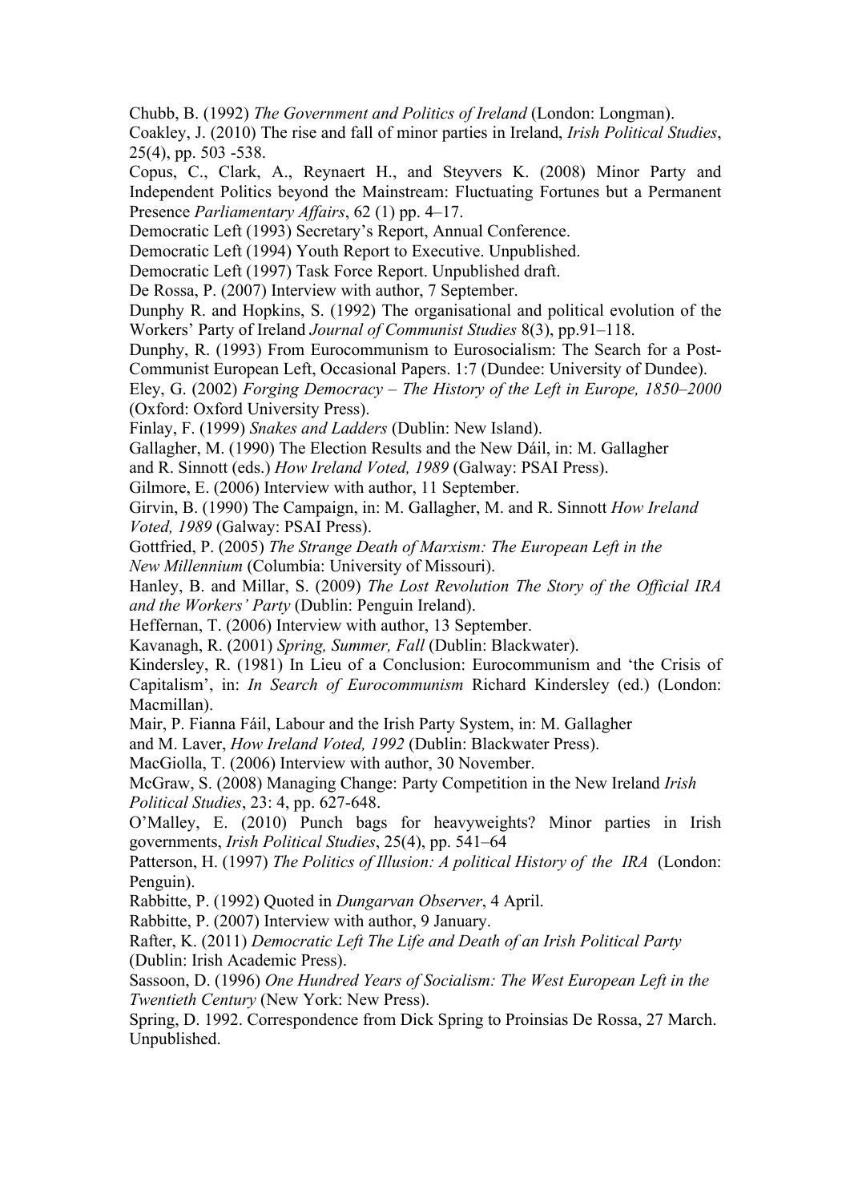Chubb, B. (1992) *The Government and Politics of Ireland* (London: Longman).

Coakley, J. (2010) The rise and fall of minor parties in Ireland, *Irish Political Studies*, 25(4), pp. 503 -538.

Copus, C., Clark, A., Reynaert H., and Steyvers K. (2008) Minor Party and Independent Politics beyond the Mainstream: Fluctuating Fortunes but a Permanent Presence *Parliamentary Affairs*, 62 (1) pp. 4–17.

Democratic Left (1993) Secretary's Report, Annual Conference.

Democratic Left (1994) Youth Report to Executive. Unpublished.

Democratic Left (1997) Task Force Report. Unpublished draft.

De Rossa, P. (2007) Interview with author, 7 September.

Dunphy R. and Hopkins, S. (1992) The organisational and political evolution of the Workers' Party of Ireland *Journal of Communist Studies* 8(3), pp.91–118.

Dunphy, R. (1993) From Eurocommunism to Eurosocialism: The Search for a Post-Communist European Left, Occasional Papers. 1:7 (Dundee: University of Dundee).

Eley, G. (2002) *Forging Democracy – The History of the Left in Europe, 1850–2000* (Oxford: Oxford University Press).

Finlay, F. (1999) *Snakes and Ladders* (Dublin: New Island).

Gallagher, M. (1990) The Election Results and the New Dáil, in: M. Gallagher and R. Sinnott (eds.) *How Ireland Voted, 1989* (Galway: PSAI Press).

Gilmore, E. (2006) Interview with author, 11 September.

Girvin, B. (1990) The Campaign, in: M. Gallagher, M. and R. Sinnott *How Ireland Voted, 1989* (Galway: PSAI Press).

Gottfried, P. (2005) *The Strange Death of Marxism: The European Left in the New Millennium* (Columbia: University of Missouri).

Hanley, B. and Millar, S. (2009) *The Lost Revolution The Story of the Official IRA and the Workers' Party* (Dublin: Penguin Ireland).

Heffernan, T. (2006) Interview with author, 13 September.

Kavanagh, R. (2001) *Spring, Summer, Fall* (Dublin: Blackwater).

Kindersley, R. (1981) In Lieu of a Conclusion: Eurocommunism and 'the Crisis of Capitalism', in: *In Search of Eurocommunism* Richard Kindersley (ed.) (London: Macmillan).

Mair, P. Fianna Fáil, Labour and the Irish Party System, in: M. Gallagher and M. Laver, *How Ireland Voted, 1992* (Dublin: Blackwater Press).

MacGiolla, T. (2006) Interview with author, 30 November.

McGraw, S. (2008) Managing Change: Party Competition in the New Ireland *Irish Political Studies*, 23: 4, pp. 627-648.

O'Malley, E. (2010) Punch bags for heavyweights? Minor parties in Irish governments, *Irish Political Studies*, 25(4), pp. 541–64

Patterson, H. (1997) *The Politics of Illusion: A political History of the IRA* (London: Penguin).

Rabbitte, P. (1992) Quoted in *Dungarvan Observer*, 4 April.

Rabbitte, P. (2007) Interview with author, 9 January.

Rafter, K. (2011) *Democratic Left The Life and Death of an Irish Political Party* (Dublin: Irish Academic Press).

Sassoon, D. (1996) *One Hundred Years of Socialism: The West European Left in the Twentieth Century* (New York: New Press).

Spring, D. 1992. Correspondence from Dick Spring to Proinsias De Rossa, 27 March. Unpublished.